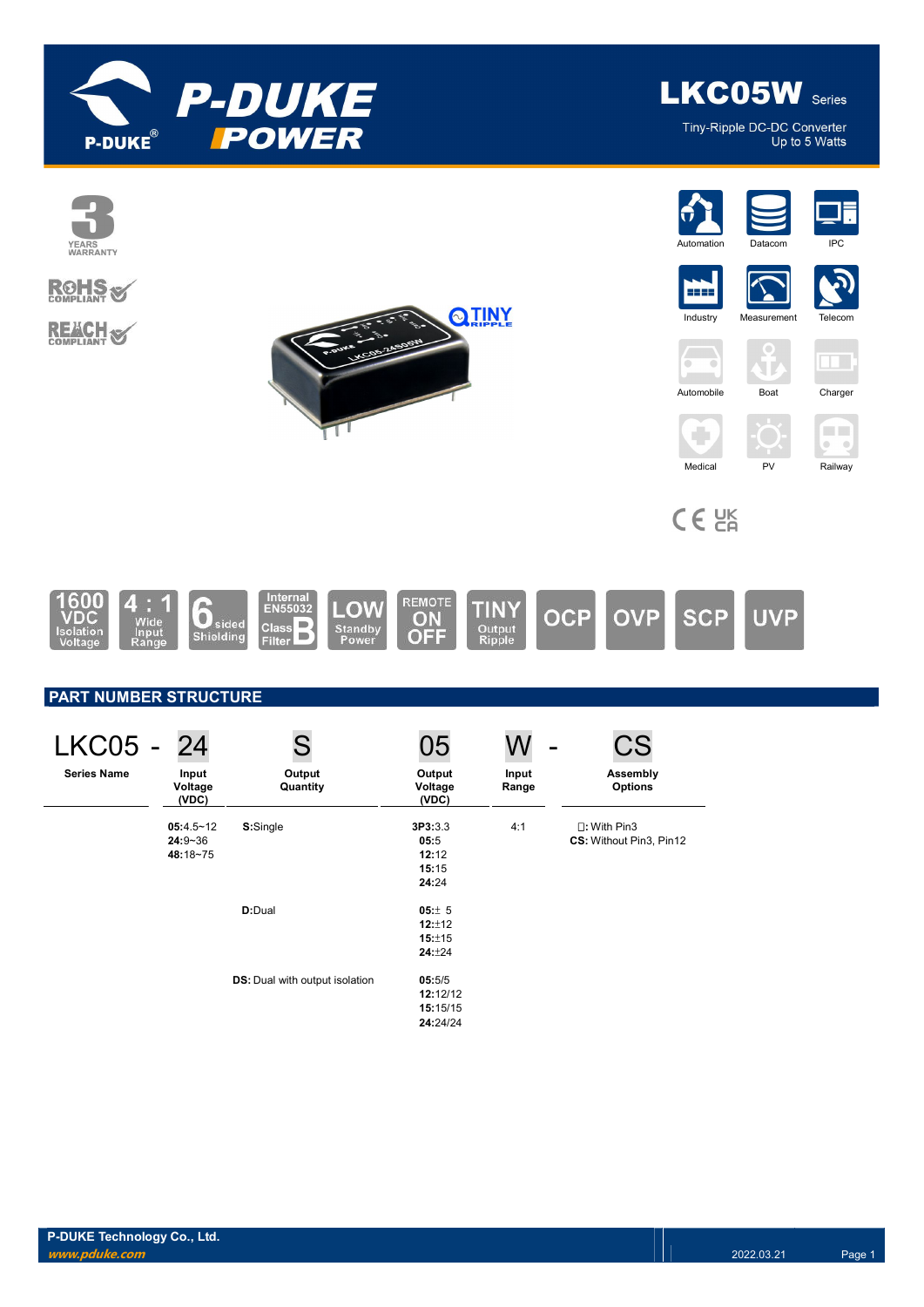# LKC05W Series

Tiny-Ripple DC-DC Converter
Up to 5 Watts

3 YEARS WARRANTY

RoHS COMPLIANT

REACH COMPLIANT

TINY RIPPLE

Automation | Datacom | IPC | Industry | Measurement | Telecom | Automobile | Boat | Charger | Medical | PV | Railway

CE UKCA

1600 VDC Isolation Voltage | 4 : 1 Wide Input Range | 6 sided Shielding | Internal EN55032 Class B Filter | LOW Standby Power | REMOTE ON OFF | TINY Output Ripple | OCP | OVP | SCP | UVP

## PART NUMBER STRUCTURE

| LKC05 - | 24 | S | 05 | W - | CS |
|---|---|---|---|---|---|
| **Series Name** | **Input Voltage (VDC)** | **Output Quantity** | **Output Voltage (VDC)** | **Input Range** | **Assembly Options** |
| | **05:**4.5~12<br>**24:**9~36<br>**48:**18~75 | **S:**Single | **3P3:**3.3<br>**05:**5<br>**12:**12<br>**15:**15<br>**24:**24 | 4:1 | ☐: With Pin3<br>**CS:** Without Pin3, Pin12 |
| | | **D:**Dual | **05:**± 5<br>**12:**±12<br>**15:**±15<br>**24:**±24 | | |
| | | **DS:** Dual with output isolation | **05:**5/5<br>**12:**12/12<br>**15:**15/15<br>**24:**24/24 | | |

P-DUKE Technology Co., Ltd.
www.pduke.com

2022.03.21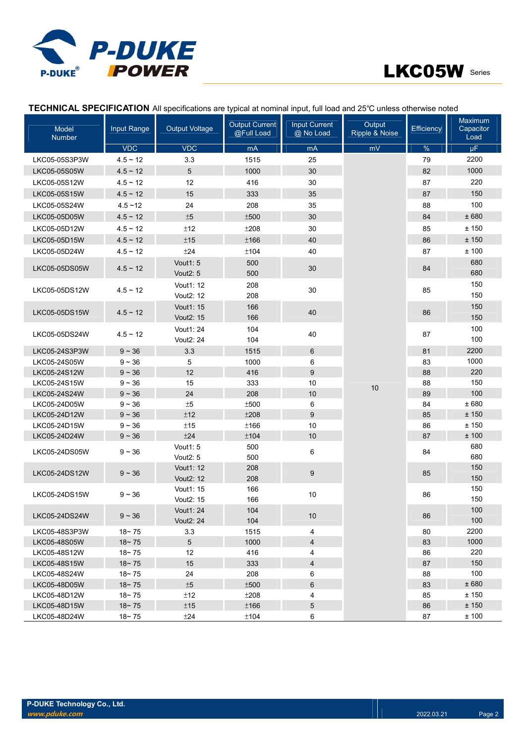**TECHNICAL SPECIFICATION** All specifications are typical at nominal input, full load and 25℃ unless otherwise noted

| Model Number | Input Range | Output Voltage | Output Current @Full Load | Input Current @ No Load | Output Ripple & Noise | Efficiency | Maximum Capacitor Load |
|---|---|---|---|---|---|---|---|
| | VDC | VDC | mA | mA | mV | % | µF |
| LKC05-05S3P3W | 4.5 ~ 12 | 3.3 | 1515 | 25 | 10 | 79 | 2200 |
| LKC05-05S05W | 4.5 ~ 12 | 5 | 1000 | 30 | | 82 | 1000 |
| LKC05-05S12W | 4.5 ~ 12 | 12 | 416 | 30 | | 87 | 220 |
| LKC05-05S15W | 4.5 ~ 12 | 15 | 333 | 35 | | 87 | 150 |
| LKC05-05S24W | 4.5 ~12 | 24 | 208 | 35 | | 88 | 100 |
| LKC05-05D05W | 4.5 ~ 12 | ±5 | ±500 | 30 | | 84 | ± 680 |
| LKC05-05D12W | 4.5 ~ 12 | ±12 | ±208 | 30 | | 85 | ± 150 |
| LKC05-05D15W | 4.5 ~ 12 | ±15 | ±166 | 40 | | 86 | ± 150 |
| LKC05-05D24W | 4.5 ~ 12 | ±24 | ±104 | 40 | | 87 | ± 100 |
| LKC05-05DS05W | 4.5 ~ 12 | Vout1: 5<br>Vout2: 5 | 500<br>500 | 30 | | 84 | 680<br>680 |
| LKC05-05DS12W | 4.5 ~ 12 | Vout1: 12<br>Vout2: 12 | 208<br>208 | 30 | | 85 | 150<br>150 |
| LKC05-05DS15W | 4.5 ~ 12 | Vout1: 15<br>Vout2: 15 | 166<br>166 | 40 | | 86 | 150<br>150 |
| LKC05-05DS24W | 4.5 ~ 12 | Vout1: 24<br>Vout2: 24 | 104<br>104 | 40 | | 87 | 100<br>100 |
| LKC05-24S3P3W | 9 ~ 36 | 3.3 | 1515 | 6 | | 81 | 2200 |
| LKC05-24S05W | 9 ~ 36 | 5 | 1000 | 6 | | 83 | 1000 |
| LKC05-24S12W | 9 ~ 36 | 12 | 416 | 9 | | 88 | 220 |
| LKC05-24S15W | 9 ~ 36 | 15 | 333 | 10 | | 88 | 150 |
| LKC05-24S24W | 9 ~ 36 | 24 | 208 | 10 | | 89 | 100 |
| LKC05-24D05W | 9 ~ 36 | ±5 | ±500 | 6 | | 84 | ± 680 |
| LKC05-24D12W | 9 ~ 36 | ±12 | ±208 | 9 | | 85 | ± 150 |
| LKC05-24D15W | 9 ~ 36 | ±15 | ±166 | 10 | | 86 | ± 150 |
| LKC05-24D24W | 9 ~ 36 | ±24 | ±104 | 10 | | 87 | ± 100 |
| LKC05-24DS05W | 9 ~ 36 | Vout1: 5<br>Vout2: 5 | 500<br>500 | 6 | | 84 | 680<br>680 |
| LKC05-24DS12W | 9 ~ 36 | Vout1: 12<br>Vout2: 12 | 208<br>208 | 9 | | 85 | 150<br>150 |
| LKC05-24DS15W | 9 ~ 36 | Vout1: 15<br>Vout2: 15 | 166<br>166 | 10 | | 86 | 150<br>150 |
| LKC05-24DS24W | 9 ~ 36 | Vout1: 24<br>Vout2: 24 | 104<br>104 | 10 | | 86 | 100<br>100 |
| LKC05-48S3P3W | 18~ 75 | 3.3 | 1515 | 4 | | 80 | 2200 |
| LKC05-48S05W | 18~ 75 | 5 | 1000 | 4 | | 83 | 1000 |
| LKC05-48S12W | 18~ 75 | 12 | 416 | 4 | | 86 | 220 |
| LKC05-48S15W | 18~ 75 | 15 | 333 | 4 | | 87 | 150 |
| LKC05-48S24W | 18~ 75 | 24 | 208 | 6 | | 88 | 100 |
| LKC05-48D05W | 18~ 75 | ±5 | ±500 | 6 | | 83 | ± 680 |
| LKC05-48D12W | 18~ 75 | ±12 | ±208 | 4 | | 85 | ± 150 |
| LKC05-48D15W | 18~ 75 | ±15 | ±166 | 5 | | 86 | ± 150 |
| LKC05-48D24W | 18~ 75 | ±24 | ±104 | 6 | | 87 | ± 100 |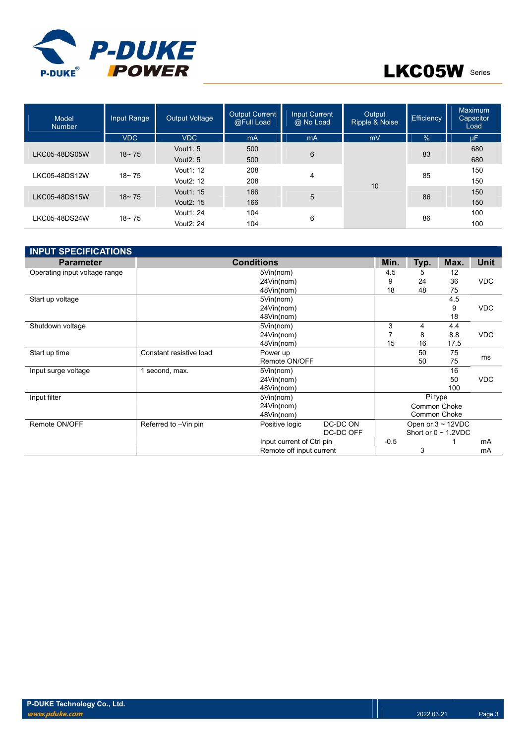| Model Number | Input Range | Output Voltage | Output Current @Full Load | Input Current @ No Load | Output Ripple & Noise | Efficiency | Maximum Capacitor Load |
|---|---|---|---|---|---|---|---|
| | VDC | VDC | mA | mA | mV | % | µF |
| LKC05-48DS05W | 18~ 75 | Vout1: 5 | 500 | 6 | 10 | 83 | 680 |
| | | Vout2: 5 | 500 | | | | 680 |
| LKC05-48DS12W | 18~ 75 | Vout1: 12 | 208 | 4 | | 85 | 150 |
| | | Vout2: 12 | 208 | | | | 150 |
| LKC05-48DS15W | 18~ 75 | Vout1: 15 | 166 | 5 | | 86 | 150 |
| | | Vout2: 15 | 166 | | | | 150 |
| LKC05-48DS24W | 18~ 75 | Vout1: 24 | 104 | 6 | | 86 | 100 |
| | | Vout2: 24 | 104 | | | | 100 |

## INPUT SPECIFICATIONS

| Parameter | Conditions | | | Min. | Typ. | Max. | Unit |
|---|---|---|---|---|---|---|---|
| Operating input voltage range | | 5Vin(nom) | | 4.5 | 5 | 12 | VDC |
| | | 24Vin(nom) | | 9 | 24 | 36 | |
| | | 48Vin(nom) | | 18 | 48 | 75 | |
| Start up voltage | | 5Vin(nom) | | | | 4.5 | VDC |
| | | 24Vin(nom) | | | | 9 | |
| | | 48Vin(nom) | | | | 18 | |
| Shutdown voltage | | 5Vin(nom) | | 3 | 4 | 4.4 | VDC |
| | | 24Vin(nom) | | 7 | 8 | 8.8 | |
| | | 48Vin(nom) | | 15 | 16 | 17.5 | |
| Start up time | Constant resistive load | Power up | | | 50 | 75 | ms |
| | | Remote ON/OFF | | | 50 | 75 | |
| Input surge voltage | 1 second, max. | 5Vin(nom) | | | | 16 | VDC |
| | | 24Vin(nom) | | | | 50 | |
| | | 48Vin(nom) | | | | 100 | |
| Input filter | | 5Vin(nom) | | Pi type | | | |
| | | 24Vin(nom) | | Common Choke | | | |
| | | 48Vin(nom) | | Common Choke | | | |
| Remote ON/OFF | Referred to –Vin pin | Positive logic | DC-DC ON | Open or 3 ~ 12VDC | | | |
| | | | DC-DC OFF | Short or 0 ~ 1.2VDC | | | |
| | | Input current of Ctrl pin | | -0.5 | | 1 | mA |
| | | Remote off input current | | | 3 | | mA |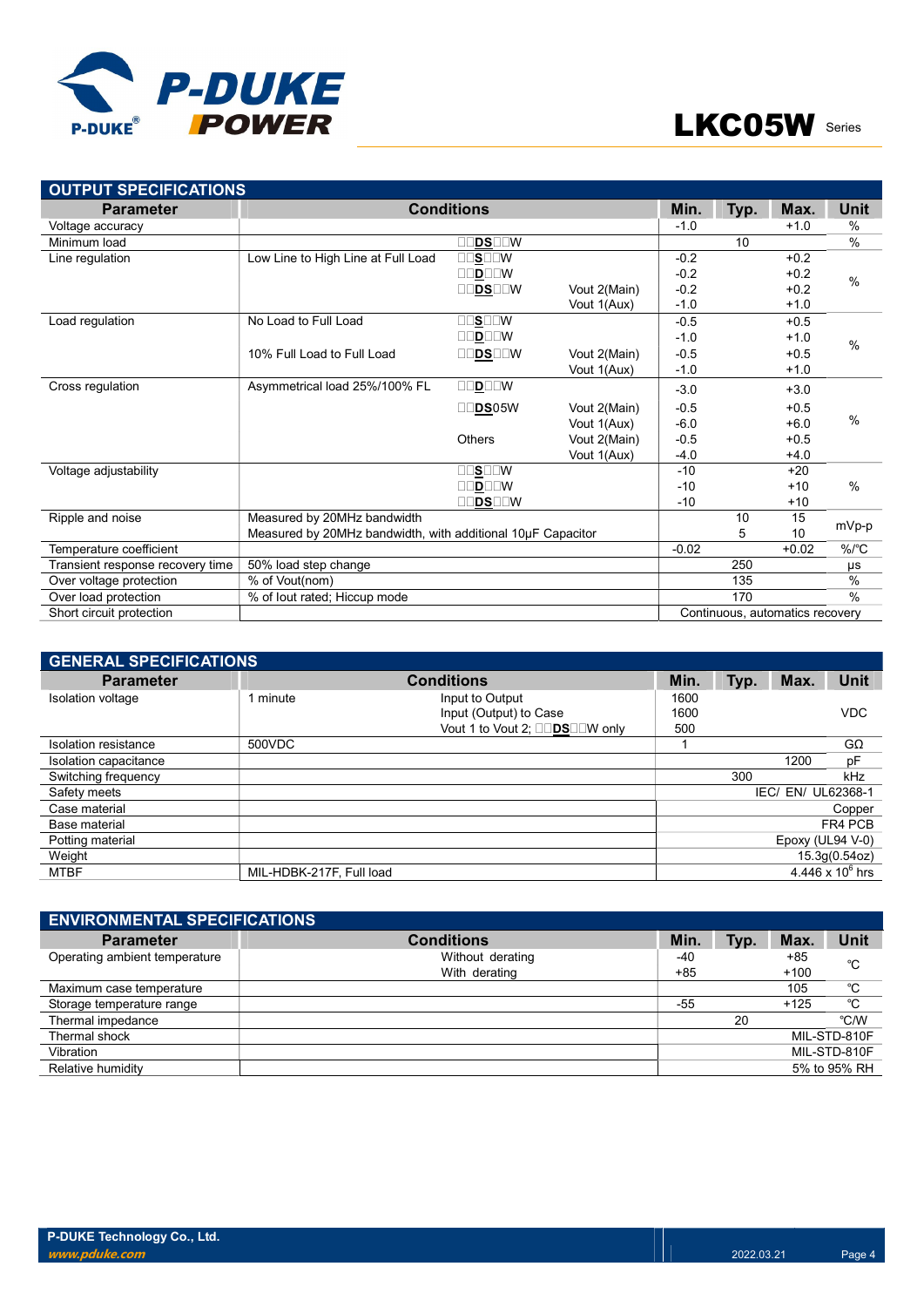## OUTPUT SPECIFICATIONS

| Parameter | Conditions | | | Min. | Typ. | Max. | Unit |
|---|---|---|---|---|---|---|---|
| Voltage accuracy | | | | -1.0 | | +1.0 | % |
| Minimum load | | □□DS□□W | | | 10 | | % |
| Line regulation | Low Line to High Line at Full Load | □□S□□W | | -0.2 | | +0.2 | % |
| | | □□D□□W | | -0.2 | | +0.2 | |
| | | □□DS□□W | Vout 2(Main) | -0.2 | | +0.2 | |
| | | | Vout 1(Aux) | -1.0 | | +1.0 | |
| Load regulation | No Load to Full Load | □□S□□W | | -0.5 | | +0.5 | % |
| | | □□D□□W | | -1.0 | | +1.0 | |
| | 10% Full Load to Full Load | □□DS□□W | Vout 2(Main) | -0.5 | | +0.5 | |
| | | | Vout 1(Aux) | -1.0 | | +1.0 | |
| Cross regulation | Asymmetrical load 25%/100% FL | □□D□□W | | -3.0 | | +3.0 | % |
| | | □□DS05W | Vout 2(Main) | -0.5 | | +0.5 | |
| | | | Vout 1(Aux) | -6.0 | | +6.0 | |
| | | Others | Vout 2(Main) | -0.5 | | +0.5 | |
| | | | Vout 1(Aux) | -4.0 | | +4.0 | |
| Voltage adjustability | | □□S□□W | | -10 | | +20 | % |
| | | □□D□□W | | -10 | | +10 | |
| | | □□DS□□W | | -10 | | +10 | |
| Ripple and noise | Measured by 20MHz bandwidth | | | | 10 | 15 | mVp-p |
| | Measured by 20MHz bandwidth, with additional 10μF Capacitor | | | | 5 | 10 | |
| Temperature coefficient | | | | -0.02 | | +0.02 | %/°C |
| Transient response recovery time | 50% load step change | | | | 250 | | μs |
| Over voltage protection | % of Vout(nom) | | | | 135 | | % |
| Over load protection | % of Iout rated; Hiccup mode | | | | 170 | | % |
| Short circuit protection | | | | Continuous, automatics recovery | | | |

## GENERAL SPECIFICATIONS

| Parameter | Conditions | | Min. | Typ. | Max. | Unit |
|---|---|---|---|---|---|---|
| Isolation voltage | 1 minute | Input to Output | 1600 | | | VDC |
| | | Input (Output) to Case | 1600 | | | |
| | | Vout 1 to Vout 2; □□DS□□W only | 500 | | | |
| Isolation resistance | 500VDC | | 1 | | | GΩ |
| Isolation capacitance | | | | | 1200 | pF |
| Switching frequency | | | | 300 | | kHz |
| Safety meets | | | IEC/ EN/ UL62368-1 | | | |
| Case material | | | Copper | | | |
| Base material | | | FR4 PCB | | | |
| Potting material | | | Epoxy (UL94 V-0) | | | |
| Weight | | | 15.3g(0.54oz) | | | |
| MTBF | MIL-HDBK-217F, Full load | | $4.446 \times 10^6$ hrs | | | |

## ENVIRONMENTAL SPECIFICATIONS

| Parameter | Conditions | Min. | Typ. | Max. | Unit |
|---|---|---|---|---|---|
| Operating ambient temperature | Without derating | -40 | | +85 | ℃ |
| | With derating | +85 | | +100 | |
| Maximum case temperature | | | | 105 | ℃ |
| Storage temperature range | | -55 | | +125 | ℃ |
| Thermal impedance | | | 20 | | ℃/W |
| Thermal shock | | MIL-STD-810F | | | |
| Vibration | | MIL-STD-810F | | | |
| Relative humidity | | 5% to 95% RH | | | |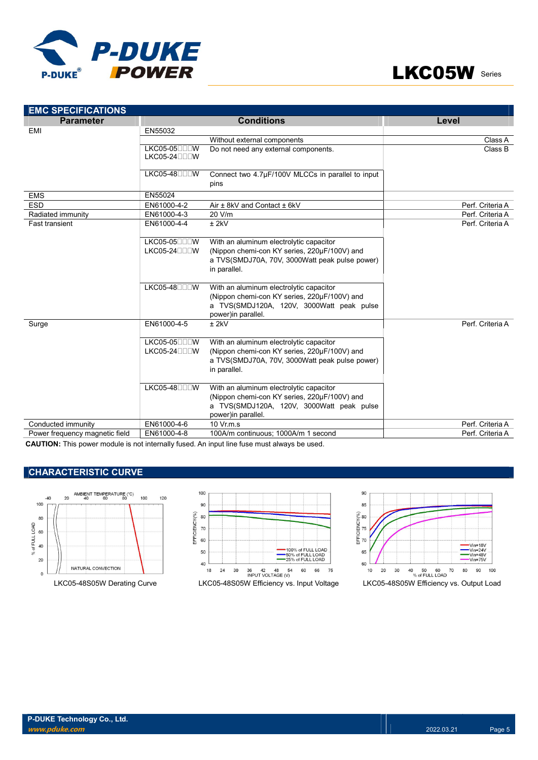## EMC SPECIFICATIONS

| Parameter | Conditions | | Level |
|---|---|---|---|
| EMI | EN55032 | | |
| | | Without external components | Class A |
| | LKC05-05□□□W<br>LKC05-24□□□W | Do not need any external components. | Class B |
| | LKC05-48□□□W | Connect two 4.7µF/100V MLCCs in parallel to input pins | |
| EMS | EN55024 | | |
| ESD | EN61000-4-2 | Air ± 8kV and Contact ± 6kV | Perf. Criteria A |
| Radiated immunity | EN61000-4-3 | 20 V/m | Perf. Criteria A |
| Fast transient | EN61000-4-4 | ± 2kV | Perf. Criteria A |
| | LKC05-05□□□W<br>LKC05-24□□□W | With an aluminum electrolytic capacitor (Nippon chemi-con KY series, 220µF/100V) and a TVS(SMDJ70A, 70V, 3000Watt peak pulse power) in parallel. | |
| | LKC05-48□□□W | With an aluminum electrolytic capacitor (Nippon chemi-con KY series, 220µF/100V) and a TVS(SMDJ120A, 120V, 3000Watt peak pulse power)in parallel. | |
| Surge | EN61000-4-5 | ± 2kV | Perf. Criteria A |
| | LKC05-05□□□W<br>LKC05-24□□□W | With an aluminum electrolytic capacitor (Nippon chemi-con KY series, 220µF/100V) and a TVS(SMDJ70A, 70V, 3000Watt peak pulse power) in parallel. | |
| | LKC05-48□□□W | With an aluminum electrolytic capacitor (Nippon chemi-con KY series, 220µF/100V) and a TVS(SMDJ120A, 120V, 3000Watt peak pulse power)in parallel. | |
| Conducted immunity | EN61000-4-6 | 10 Vr.m.s | Perf. Criteria A |
| Power frequency magnetic field | EN61000-4-8 | 100A/m continuous; 1000A/m 1 second | Perf. Criteria A |

**CAUTION:** This power module is not internally fused. An input line fuse must always be used.

## CHARACTERISTIC CURVE

LKC05-48S05W Derating Curve

LKC05-48S05W Efficiency vs. Input Voltage

LKC05-48S05W Efficiency vs. Output Load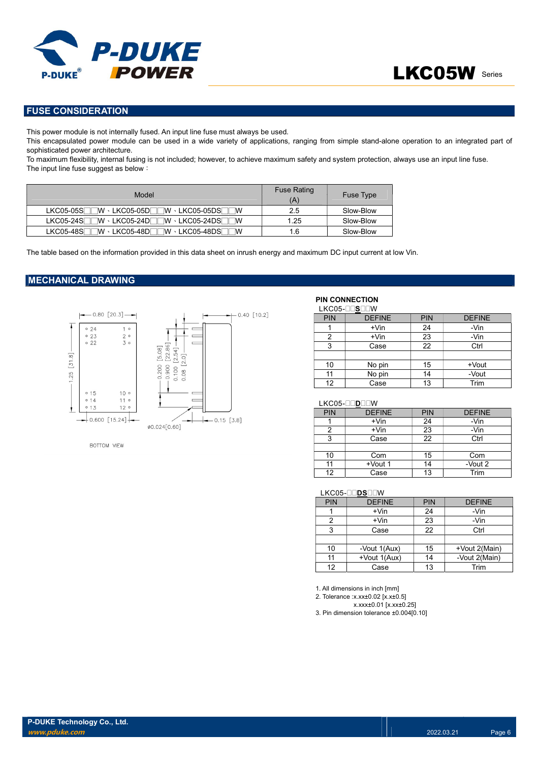## FUSE CONSIDERATION

This power module is not internally fused. An input line fuse must always be used.
This encapsulated power module can be used in a wide variety of applications, ranging from simple stand-alone operation to an integrated part of sophisticated power architecture.
To maximum flexibility, internal fusing is not included; however, to achieve maximum safety and system protection, always use an input line fuse.
The input line fuse suggest as below：

| Model | Fuse Rating (A) | Fuse Type |
|---|---|---|
| LKC05-05S□□W、LKC05-05D□□W、LKC05-05DS□□W | 2.5 | Slow-Blow |
| LKC05-24S□□W、LKC05-24D□□W、LKC05-24DS□□W | 1.25 | Slow-Blow |
| LKC05-48S□□W、LKC05-48D□□W、LKC05-48DS□□W | 1.6 | Slow-Blow |

The table based on the information provided in this data sheet on inrush energy and maximum DC input current at low Vin.

## MECHANICAL DRAWING

0.80 [20.3]
0.40 [10.2]
1.25 [31.8]
0.200 [5.08]
0.900 [22.86]
0.100 [2.54]
0.08 [2.0]
0.600 [15.24]
0.15 [3.8]
ø0.024[0.60]
BOTTOM VIEW

### PIN CONNECTION

LKC05-□□**S**□□W

| PIN | DEFINE | PIN | DEFINE |
|---|---|---|---|
| 1 | +Vin | 24 | -Vin |
| 2 | +Vin | 23 | -Vin |
| 3 | Case | 22 | Ctrl |
| | | | |
| 10 | No pin | 15 | +Vout |
| 11 | No pin | 14 | -Vout |
| 12 | Case | 13 | Trim |

LKC05-□□**D**□□W

| PIN | DEFINE | PIN | DEFINE |
|---|---|---|---|
| 1 | +Vin | 24 | -Vin |
| 2 | +Vin | 23 | -Vin |
| 3 | Case | 22 | Ctrl |
| | | | |
| 10 | Com | 15 | Com |
| 11 | +Vout 1 | 14 | -Vout 2 |
| 12 | Case | 13 | Trim |

LKC05-□□**DS**□□W

| PIN | DEFINE | PIN | DEFINE |
|---|---|---|---|
| 1 | +Vin | 24 | -Vin |
| 2 | +Vin | 23 | -Vin |
| 3 | Case | 22 | Ctrl |
| | | | |
| 10 | -Vout 1(Aux) | 15 | +Vout 2(Main) |
| 11 | +Vout 1(Aux) | 14 | -Vout 2(Main) |
| 12 | Case | 13 | Trim |

1. All dimensions in inch [mm]
2. Tolerance :x.xx±0.02 [x.x±0.5]
   x.xxx±0.01 [x.xx±0.25]
3. Pin dimension tolerance ±0.004[0.10]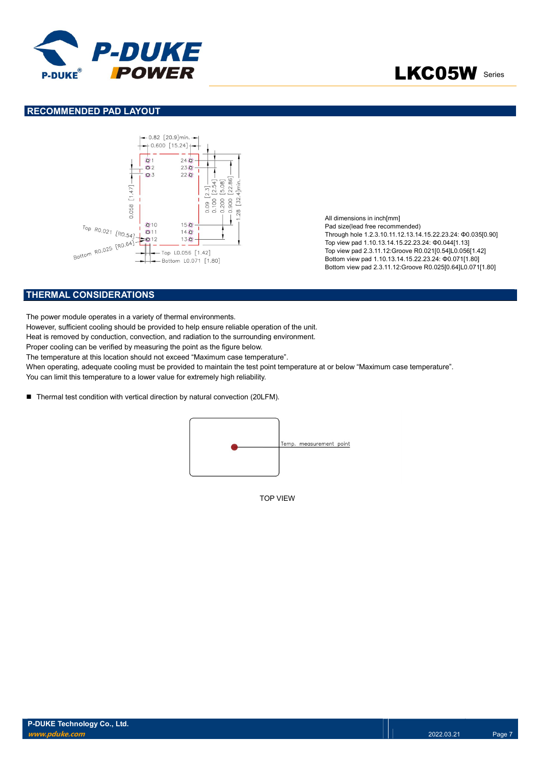## RECOMMENDED PAD LAYOUT

All dimensions in inch[mm]
Pad size(lead free recommended)
Through hole 1.2.3.10.11.12.13.14.15.22.23.24: Φ0.035[0.90]
Top view pad 1.10.13.14.15.22.23.24: Φ0.044[1.13]
Top view pad 2.3.11.12:Groove R0.021[0.54]L0.056[1.42]
Bottom view pad 1.10.13.14.15.22.23.24: Φ0.071[1.80]
Bottom view pad 2.3.11.12:Groove R0.025[0.64]L0.071[1.80]

## THERMAL CONSIDERATIONS

The power module operates in a variety of thermal environments.
However, sufficient cooling should be provided to help ensure reliable operation of the unit.
Heat is removed by conduction, convection, and radiation to the surrounding environment.
Proper cooling can be verified by measuring the point as the figure below.
The temperature at this location should not exceed "Maximum case temperature".
When operating, adequate cooling must be provided to maintain the test point temperature at or below "Maximum case temperature".
You can limit this temperature to a lower value for extremely high reliability.

- Thermal test condition with vertical direction by natural convection (20LFM).

Temp. measurement point

TOP VIEW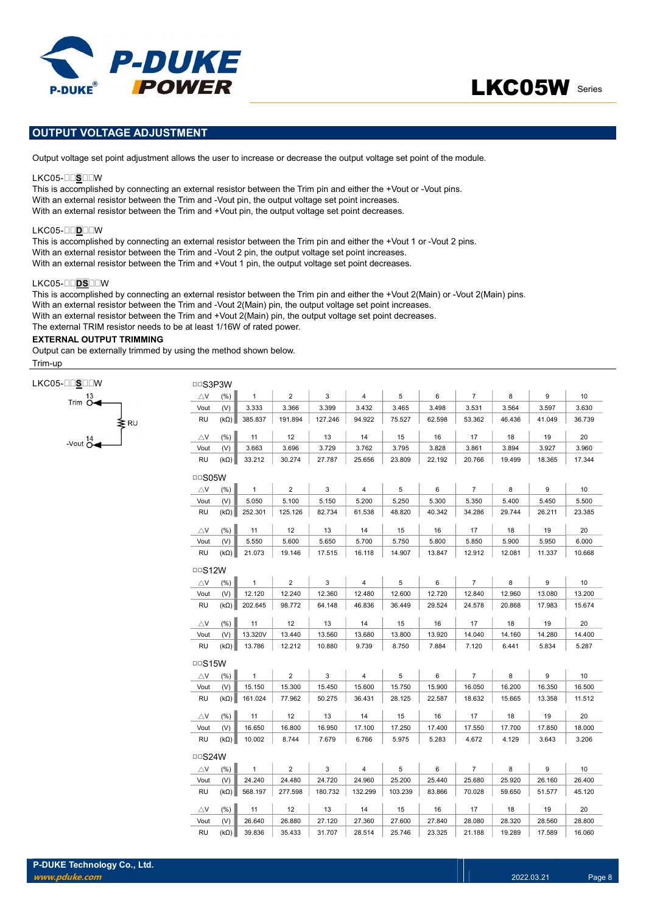## OUTPUT VOLTAGE ADJUSTMENT

Output voltage set point adjustment allows the user to increase or decrease the output voltage set point of the module.

LKC05-□□**S**□□W
This is accomplished by connecting an external resistor between the Trim pin and either the +Vout or -Vout pins.
With an external resistor between the Trim and -Vout pin, the output voltage set point increases.
With an external resistor between the Trim and +Vout pin, the output voltage set point decreases.

LKC05-□□**D**□□W
This is accomplished by connecting an external resistor between the Trim pin and either the +Vout 1 or -Vout 2 pins.
With an external resistor between the Trim and -Vout 2 pin, the output voltage set point increases.
With an external resistor between the Trim and +Vout 1 pin, the output voltage set point decreases.

LKC05-□□**DS**□□W
This is accomplished by connecting an external resistor between the Trim pin and either the +Vout 2(Main) or -Vout 2(Main) pins.
With an external resistor between the Trim and -Vout 2(Main) pin, the output voltage set point increases.
With an external resistor between the Trim and +Vout 2(Main) pin, the output voltage set point decreases.
The external TRIM resistor needs to be at least 1/16W of rated power.

**EXTERNAL OUTPUT TRIMMING**

Output can be externally trimmed by using the method shown below.

Trim-up

LKC05-□□**S**□□W

Trim 13 — RU — -Vout 14

□□S3P3W

| △V (%) | 1 | 2 | 3 | 4 | 5 | 6 | 7 | 8 | 9 | 10 |
|---|---|---|---|---|---|---|---|---|---|---|
| Vout (V) | 3.333 | 3.366 | 3.399 | 3.432 | 3.465 | 3.498 | 3.531 | 3.564 | 3.597 | 3.630 |
| RU (kΩ) | 385.837 | 191.894 | 127.246 | 94.922 | 75.527 | 62.598 | 53.362 | 46.436 | 41.049 | 36.739 |

| △V (%) | 11 | 12 | 13 | 14 | 15 | 16 | 17 | 18 | 19 | 20 |
|---|---|---|---|---|---|---|---|---|---|---|
| Vout (V) | 3.663 | 3.696 | 3.729 | 3.762 | 3.795 | 3.828 | 3.861 | 3.894 | 3.927 | 3.960 |
| RU (kΩ) | 33.212 | 30.274 | 27.787 | 25.656 | 23.809 | 22.192 | 20.766 | 19.499 | 18.365 | 17.344 |

□□S05W

| △V (%) | 1 | 2 | 3 | 4 | 5 | 6 | 7 | 8 | 9 | 10 |
|---|---|---|---|---|---|---|---|---|---|---|
| Vout (V) | 5.050 | 5.100 | 5.150 | 5.200 | 5.250 | 5.300 | 5.350 | 5.400 | 5.450 | 5.500 |
| RU (kΩ) | 252.301 | 125.126 | 82.734 | 61.538 | 48.820 | 40.342 | 34.286 | 29.744 | 26.211 | 23.385 |

| △V (%) | 11 | 12 | 13 | 14 | 15 | 16 | 17 | 18 | 19 | 20 |
|---|---|---|---|---|---|---|---|---|---|---|
| Vout (V) | 5.550 | 5.600 | 5.650 | 5.700 | 5.750 | 5.800 | 5.850 | 5.900 | 5.950 | 6.000 |
| RU (kΩ) | 21.073 | 19.146 | 17.515 | 16.118 | 14.907 | 13.847 | 12.912 | 12.081 | 11.337 | 10.668 |

□□S12W

| △V (%) | 1 | 2 | 3 | 4 | 5 | 6 | 7 | 8 | 9 | 10 |
|---|---|---|---|---|---|---|---|---|---|---|
| Vout (V) | 12.120 | 12.240 | 12.360 | 12.480 | 12.600 | 12.720 | 12.840 | 12.960 | 13.080 | 13.200 |
| RU (kΩ) | 202.645 | 98.772 | 64.148 | 46.836 | 36.449 | 29.524 | 24.578 | 20.868 | 17.983 | 15.674 |

| △V (%) | 11 | 12 | 13 | 14 | 15 | 16 | 17 | 18 | 19 | 20 |
|---|---|---|---|---|---|---|---|---|---|---|
| Vout (V) | 13.320V | 13.440 | 13.560 | 13.680 | 13.800 | 13.920 | 14.040 | 14.160 | 14.280 | 14.400 |
| RU (kΩ) | 13.786 | 12.212 | 10.880 | 9.739 | 8.750 | 7.884 | 7.120 | 6.441 | 5.834 | 5.287 |

□□S15W

| △V (%) | 1 | 2 | 3 | 4 | 5 | 6 | 7 | 8 | 9 | 10 |
|---|---|---|---|---|---|---|---|---|---|---|
| Vout (V) | 15.150 | 15.300 | 15.450 | 15.600 | 15.750 | 15.900 | 16.050 | 16.200 | 16.350 | 16.500 |
| RU (kΩ) | 161.024 | 77.962 | 50.275 | 36.431 | 28.125 | 22.587 | 18.632 | 15.665 | 13.358 | 11.512 |

| △V (%) | 11 | 12 | 13 | 14 | 15 | 16 | 17 | 18 | 19 | 20 |
|---|---|---|---|---|---|---|---|---|---|---|
| Vout (V) | 16.650 | 16.800 | 16.950 | 17.100 | 17.250 | 17.400 | 17.550 | 17.700 | 17.850 | 18.000 |
| RU (kΩ) | 10.002 | 8.744 | 7.679 | 6.766 | 5.975 | 5.283 | 4.672 | 4.129 | 3.643 | 3.206 |

□□S24W

| △V (%) | 1 | 2 | 3 | 4 | 5 | 6 | 7 | 8 | 9 | 10 |
|---|---|---|---|---|---|---|---|---|---|---|
| Vout (V) | 24.240 | 24.480 | 24.720 | 24.960 | 25.200 | 25.440 | 25.680 | 25.920 | 26.160 | 26.400 |
| RU (kΩ) | 568.197 | 277.598 | 180.732 | 132.299 | 103.239 | 83.866 | 70.028 | 59.650 | 51.577 | 45.120 |

| △V (%) | 11 | 12 | 13 | 14 | 15 | 16 | 17 | 18 | 19 | 20 |
|---|---|---|---|---|---|---|---|---|---|---|
| Vout (V) | 26.640 | 26.880 | 27.120 | 27.360 | 27.600 | 27.840 | 28.080 | 28.320 | 28.560 | 28.800 |
| RU (kΩ) | 39.836 | 35.433 | 31.707 | 28.514 | 25.746 | 23.325 | 21.188 | 19.289 | 17.589 | 16.060 |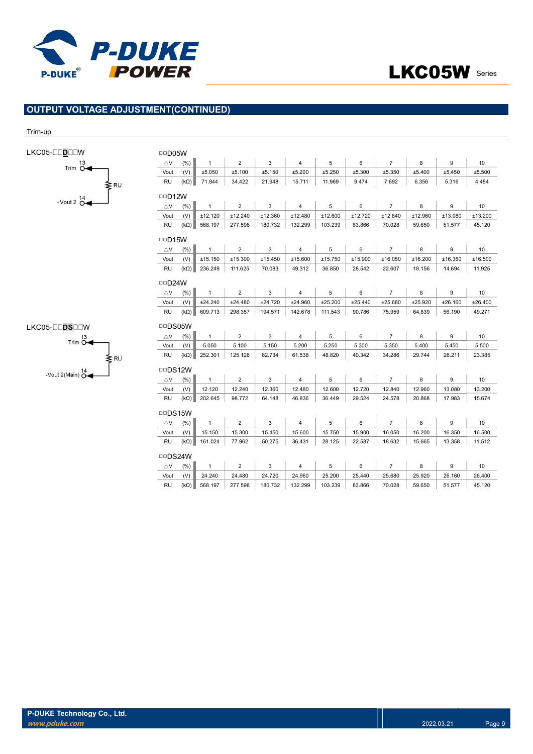## OUTPUT VOLTAGE ADJUSTMENT(CONTINUED)

Trim-up

LKC05-□□**D**□□W

Trim 13 — RU — -Vout 2 14

□□D05W

| △V (%) | 1 | 2 | 3 | 4 | 5 | 6 | 7 | 8 | 9 | 10 |
|---|---|---|---|---|---|---|---|---|---|---|
| Vout (V) | ±5.050 | ±5.100 | ±5.150 | ±5.200 | ±5.250 | ±5.300 | ±5.350 | ±5.400 | ±5.450 | ±5.500 |
| RU (kΩ) | 71.844 | 34.422 | 21.948 | 15.711 | 11.969 | 9.474 | 7.692 | 6.356 | 5.316 | 4.484 |

□□D12W

| △V (%) | 1 | 2 | 3 | 4 | 5 | 6 | 7 | 8 | 9 | 10 |
|---|---|---|---|---|---|---|---|---|---|---|
| Vout (V) | ±12.120 | ±12.240 | ±12.360 | ±12.480 | ±12.600 | ±12.720 | ±12.840 | ±12.960 | ±13.080 | ±13.200 |
| RU (kΩ) | 568.197 | 277.598 | 180.732 | 132.299 | 103.239 | 83.866 | 70.028 | 59.650 | 51.577 | 45.120 |

□□D15W

| △V (%) | 1 | 2 | 3 | 4 | 5 | 6 | 7 | 8 | 9 | 10 |
|---|---|---|---|---|---|---|---|---|---|---|
| Vout (V) | ±15.150 | ±15.300 | ±15.450 | ±15.600 | ±15.750 | ±15.900 | ±16.050 | ±16.200 | ±16.350 | ±16.500 |
| RU (kΩ) | 236.249 | 111.625 | 70.083 | 49.312 | 36.850 | 28.542 | 22.607 | 18.156 | 14.694 | 11.925 |

□□D24W

| △V (%) | 1 | 2 | 3 | 4 | 5 | 6 | 7 | 8 | 9 | 10 |
|---|---|---|---|---|---|---|---|---|---|---|
| Vout (V) | ±24.240 | ±24.480 | ±24.720 | ±24.960 | ±25.200 | ±25.440 | ±25.680 | ±25.920 | ±26.160 | ±26.400 |
| RU (kΩ) | 609.713 | 298.357 | 194.571 | 142.678 | 111.543 | 90.786 | 75.959 | 64.839 | 56.190 | 49.271 |

LKC05-□□**DS**□□W

Trim 13 — RU — -Vout 2(Main) 14

□□DS05W

| △V (%) | 1 | 2 | 3 | 4 | 5 | 6 | 7 | 8 | 9 | 10 |
|---|---|---|---|---|---|---|---|---|---|---|
| Vout (V) | 5.050 | 5.100 | 5.150 | 5.200 | 5.250 | 5.300 | 5.350 | 5.400 | 5.450 | 5.500 |
| RU (kΩ) | 252.301 | 125.126 | 82.734 | 61.538 | 48.820 | 40.342 | 34.286 | 29.744 | 26.211 | 23.385 |

□□DS12W

| △V (%) | 1 | 2 | 3 | 4 | 5 | 6 | 7 | 8 | 9 | 10 |
|---|---|---|---|---|---|---|---|---|---|---|
| Vout (V) | 12.120 | 12.240 | 12.360 | 12.480 | 12.600 | 12.720 | 12.840 | 12.960 | 13.080 | 13.200 |
| RU (kΩ) | 202.645 | 98.772 | 64.148 | 46.836 | 36.449 | 29.524 | 24.578 | 20.868 | 17.983 | 15.674 |

□□DS15W

| △V (%) | 1 | 2 | 3 | 4 | 5 | 6 | 7 | 8 | 9 | 10 |
|---|---|---|---|---|---|---|---|---|---|---|
| Vout (V) | 15.150 | 15.300 | 15.450 | 15.600 | 15.750 | 15.900 | 16.050 | 16.200 | 16.350 | 16.500 |
| RU (kΩ) | 161.024 | 77.962 | 50.275 | 36.431 | 28.125 | 22.587 | 18.632 | 15.665 | 13.358 | 11.512 |

□□DS24W

| △V (%) | 1 | 2 | 3 | 4 | 5 | 6 | 7 | 8 | 9 | 10 |
|---|---|---|---|---|---|---|---|---|---|---|
| Vout (V) | 24.240 | 24.480 | 24.720 | 24.960 | 25.200 | 25.440 | 25.680 | 25.920 | 26.160 | 26.400 |
| RU (kΩ) | 568.197 | 277.598 | 180.732 | 132.299 | 103.239 | 83.866 | 70.028 | 59.650 | 51.577 | 45.120 |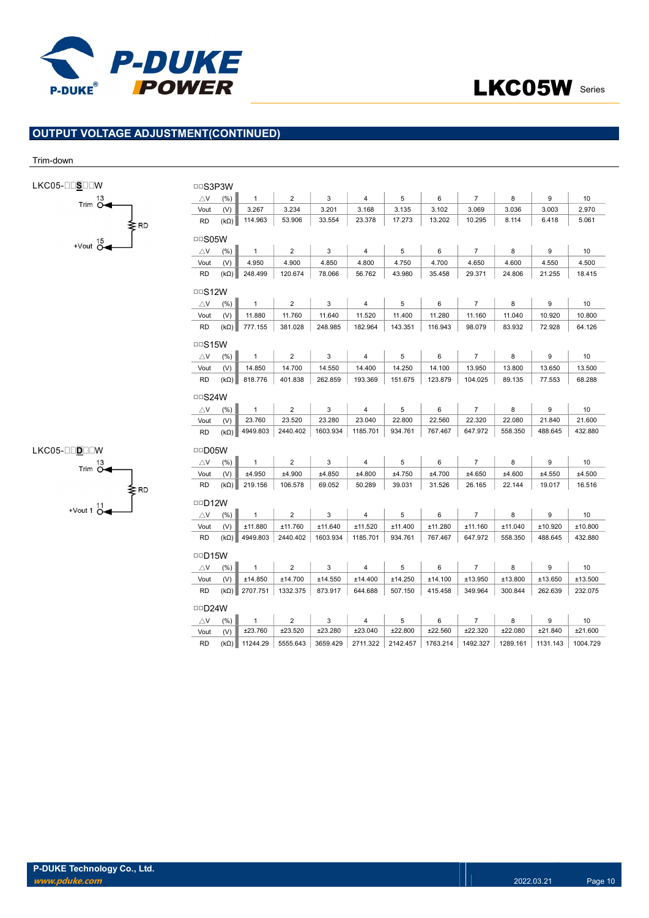## OUTPUT VOLTAGE ADJUSTMENT(CONTINUED)

Trim-down

LKC05-□□**S**□□W

Trim 13 — RD — +Vout 15

□□S3P3W

| △V (%) | 1 | 2 | 3 | 4 | 5 | 6 | 7 | 8 | 9 | 10 |
|---|---|---|---|---|---|---|---|---|---|---|
| Vout (V) | 3.267 | 3.234 | 3.201 | 3.168 | 3.135 | 3.102 | 3.069 | 3.036 | 3.003 | 2.970 |
| RD (kΩ) | 114.963 | 53.906 | 33.554 | 23.378 | 17.273 | 13.202 | 10.295 | 8.114 | 6.418 | 5.061 |

□□S05W

| △V (%) | 1 | 2 | 3 | 4 | 5 | 6 | 7 | 8 | 9 | 10 |
|---|---|---|---|---|---|---|---|---|---|---|
| Vout (V) | 4.950 | 4.900 | 4.850 | 4.800 | 4.750 | 4.700 | 4.650 | 4.600 | 4.550 | 4.500 |
| RD (kΩ) | 248.499 | 120.674 | 78.066 | 56.762 | 43.980 | 35.458 | 29.371 | 24.806 | 21.255 | 18.415 |

□□S12W

| △V (%) | 1 | 2 | 3 | 4 | 5 | 6 | 7 | 8 | 9 | 10 |
|---|---|---|---|---|---|---|---|---|---|---|
| Vout (V) | 11.880 | 11.760 | 11.640 | 11.520 | 11.400 | 11.280 | 11.160 | 11.040 | 10.920 | 10.800 |
| RD (kΩ) | 777.155 | 381.028 | 248.985 | 182.964 | 143.351 | 116.943 | 98.079 | 83.932 | 72.928 | 64.126 |

□□S15W

| △V (%) | 1 | 2 | 3 | 4 | 5 | 6 | 7 | 8 | 9 | 10 |
|---|---|---|---|---|---|---|---|---|---|---|
| Vout (V) | 14.850 | 14.700 | 14.550 | 14.400 | 14.250 | 14.100 | 13.950 | 13.800 | 13.650 | 13.500 |
| RD (kΩ) | 818.776 | 401.838 | 262.859 | 193.369 | 151.675 | 123.879 | 104.025 | 89.135 | 77.553 | 68.288 |

□□S24W

| △V (%) | 1 | 2 | 3 | 4 | 5 | 6 | 7 | 8 | 9 | 10 |
|---|---|---|---|---|---|---|---|---|---|---|
| Vout (V) | 23.760 | 23.520 | 23.280 | 23.040 | 22.800 | 22.560 | 22.320 | 22.080 | 21.840 | 21.600 |
| RD (kΩ) | 4949.803 | 2440.402 | 1603.934 | 1185.701 | 934.761 | 767.467 | 647.972 | 558.350 | 488.645 | 432.880 |

LKC05-□□**D**□□W

Trim 13 — RD — +Vout 1 11

□□D05W

| △V (%) | 1 | 2 | 3 | 4 | 5 | 6 | 7 | 8 | 9 | 10 |
|---|---|---|---|---|---|---|---|---|---|---|
| Vout (V) | ±4.950 | ±4.900 | ±4.850 | ±4.800 | ±4.750 | ±4.700 | ±4.650 | ±4.600 | ±4.550 | ±4.500 |
| RD (kΩ) | 219.156 | 106.578 | 69.052 | 50.289 | 39.031 | 31.526 | 26.165 | 22.144 | 19.017 | 16.516 |

□□D12W

| △V (%) | 1 | 2 | 3 | 4 | 5 | 6 | 7 | 8 | 9 | 10 |
|---|---|---|---|---|---|---|---|---|---|---|
| Vout (V) | ±11.880 | ±11.760 | ±11.640 | ±11.520 | ±11.400 | ±11.280 | ±11.160 | ±11.040 | ±10.920 | ±10.800 |
| RD (kΩ) | 4949.803 | 2440.402 | 1603.934 | 1185.701 | 934.761 | 767.467 | 647.972 | 558.350 | 488.645 | 432.880 |

□□D15W

| △V (%) | 1 | 2 | 3 | 4 | 5 | 6 | 7 | 8 | 9 | 10 |
|---|---|---|---|---|---|---|---|---|---|---|
| Vout (V) | ±14.850 | ±14.700 | ±14.550 | ±14.400 | ±14.250 | ±14.100 | ±13.950 | ±13.800 | ±13.650 | ±13.500 |
| RD (kΩ) | 2707.751 | 1332.375 | 873.917 | 644.688 | 507.150 | 415.458 | 349.964 | 300.844 | 262.639 | 232.075 |

□□D24W

| △V (%) | 1 | 2 | 3 | 4 | 5 | 6 | 7 | 8 | 9 | 10 |
|---|---|---|---|---|---|---|---|---|---|---|
| Vout (V) | ±23.760 | ±23.520 | ±23.280 | ±23.040 | ±22.800 | ±22.560 | ±22.320 | ±22.080 | ±21.840 | ±21.600 |
| RD (kΩ) | 11244.29 | 5555.643 | 3659.429 | 2711.322 | 2142.457 | 1763.214 | 1492.327 | 1289.161 | 1131.143 | 1004.729 |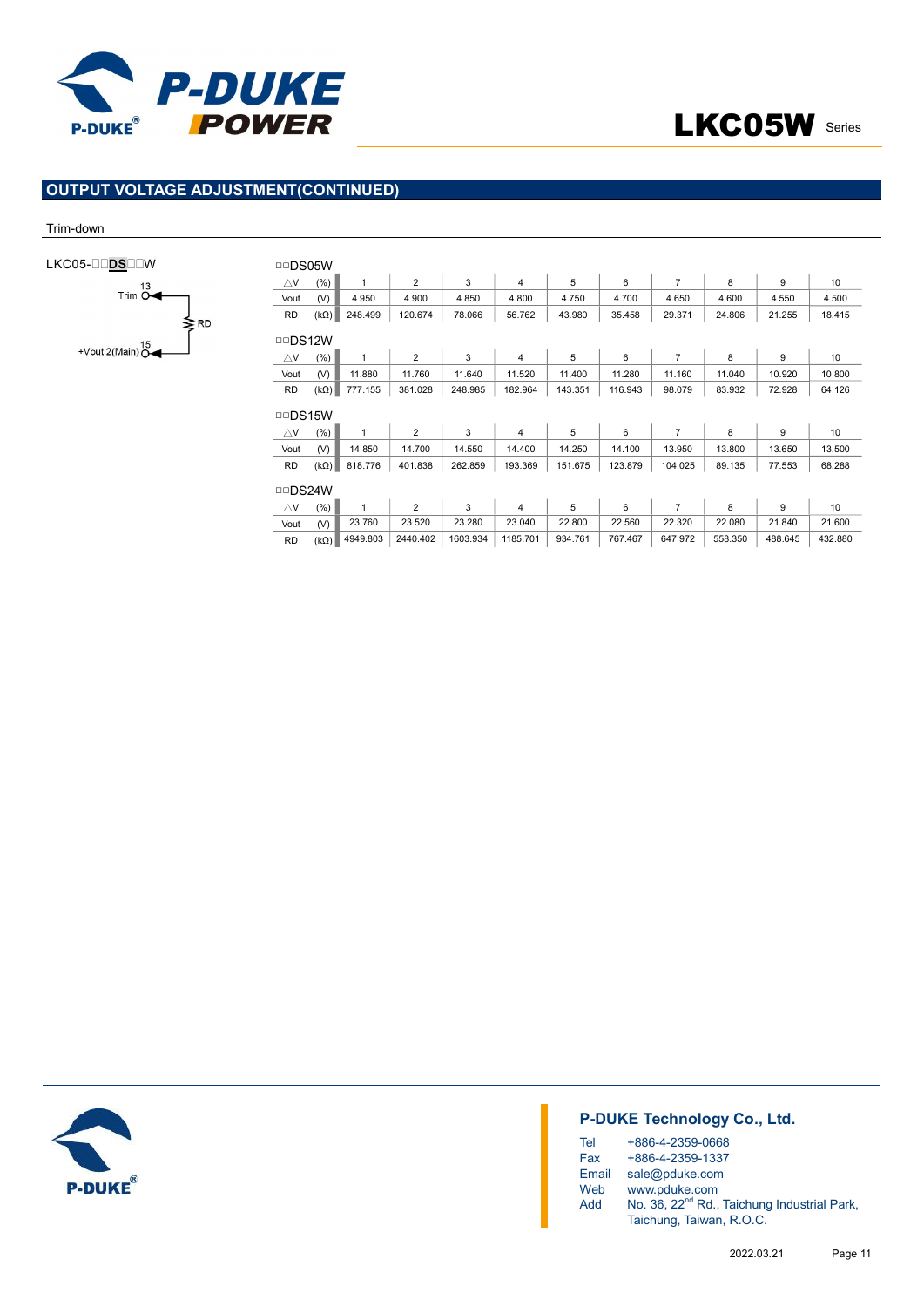## OUTPUT VOLTAGE ADJUSTMENT(CONTINUED)

Trim-down

LKC05-□□**DS**□□W

13
Trim

RD

15
+Vout 2(Main)

□□DS05W

| △V | (%) | 1 | 2 | 3 | 4 | 5 | 6 | 7 | 8 | 9 | 10 |
|---|---|---|---|---|---|---|---|---|---|---|---|
| Vout | (V) | 4.950 | 4.900 | 4.850 | 4.800 | 4.750 | 4.700 | 4.650 | 4.600 | 4.550 | 4.500 |
| RD | (kΩ) | 248.499 | 120.674 | 78.066 | 56.762 | 43.980 | 35.458 | 29.371 | 24.806 | 21.255 | 18.415 |

□□DS12W

| △V | (%) | 1 | 2 | 3 | 4 | 5 | 6 | 7 | 8 | 9 | 10 |
|---|---|---|---|---|---|---|---|---|---|---|---|
| Vout | (V) | 11.880 | 11.760 | 11.640 | 11.520 | 11.400 | 11.280 | 11.160 | 11.040 | 10.920 | 10.800 |
| RD | (kΩ) | 777.155 | 381.028 | 248.985 | 182.964 | 143.351 | 116.943 | 98.079 | 83.932 | 72.928 | 64.126 |

□□DS15W

| △V | (%) | 1 | 2 | 3 | 4 | 5 | 6 | 7 | 8 | 9 | 10 |
|---|---|---|---|---|---|---|---|---|---|---|---|
| Vout | (V) | 14.850 | 14.700 | 14.550 | 14.400 | 14.250 | 14.100 | 13.950 | 13.800 | 13.650 | 13.500 |
| RD | (kΩ) | 818.776 | 401.838 | 262.859 | 193.369 | 151.675 | 123.879 | 104.025 | 89.135 | 77.553 | 68.288 |

□□DS24W

| △V | (%) | 1 | 2 | 3 | 4 | 5 | 6 | 7 | 8 | 9 | 10 |
|---|---|---|---|---|---|---|---|---|---|---|---|
| Vout | (V) | 23.760 | 23.520 | 23.280 | 23.040 | 22.800 | 22.560 | 22.320 | 22.080 | 21.840 | 21.600 |
| RD | (kΩ) | 4949.803 | 2440.402 | 1603.934 | 1185.701 | 934.761 | 767.467 | 647.972 | 558.350 | 488.645 | 432.880 |